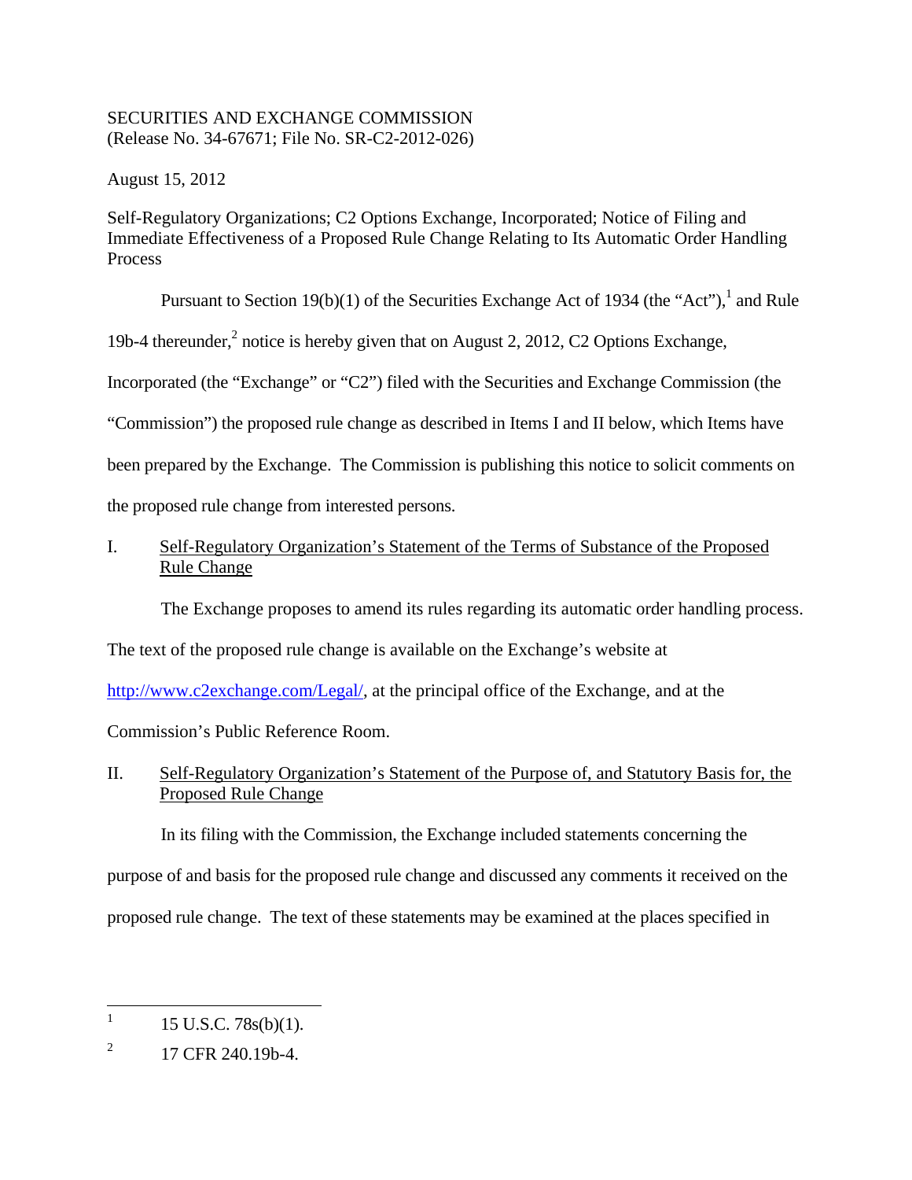SECURITIES AND EXCHANGE COMMISSION
(Release No. 34-67671; File No. SR-C2-2012-026)

August 15, 2012

Self-Regulatory Organizations; C2 Options Exchange, Incorporated; Notice of Filing and Immediate Effectiveness of a Proposed Rule Change Relating to Its Automatic Order Handling Process

Pursuant to Section 19(b)(1) of the Securities Exchange Act of 1934 (the "Act"),[1] and Rule 19b-4 thereunder,[2] notice is hereby given that on August 2, 2012, C2 Options Exchange, Incorporated (the "Exchange" or "C2") filed with the Securities and Exchange Commission (the "Commission") the proposed rule change as described in Items I and II below, which Items have been prepared by the Exchange. The Commission is publishing this notice to solicit comments on the proposed rule change from interested persons.

## I. Self-Regulatory Organization's Statement of the Terms of Substance of the Proposed Rule Change

The Exchange proposes to amend its rules regarding its automatic order handling process. The text of the proposed rule change is available on the Exchange's website at http://www.c2exchange.com/Legal/, at the principal office of the Exchange, and at the Commission's Public Reference Room.

## II. Self-Regulatory Organization's Statement of the Purpose of, and Statutory Basis for, the Proposed Rule Change

In its filing with the Commission, the Exchange included statements concerning the purpose of and basis for the proposed rule change and discussed any comments it received on the proposed rule change. The text of these statements may be examined at the places specified in

---

[1] 15 U.S.C. 78s(b)(1).

[2] 17 CFR 240.19b-4.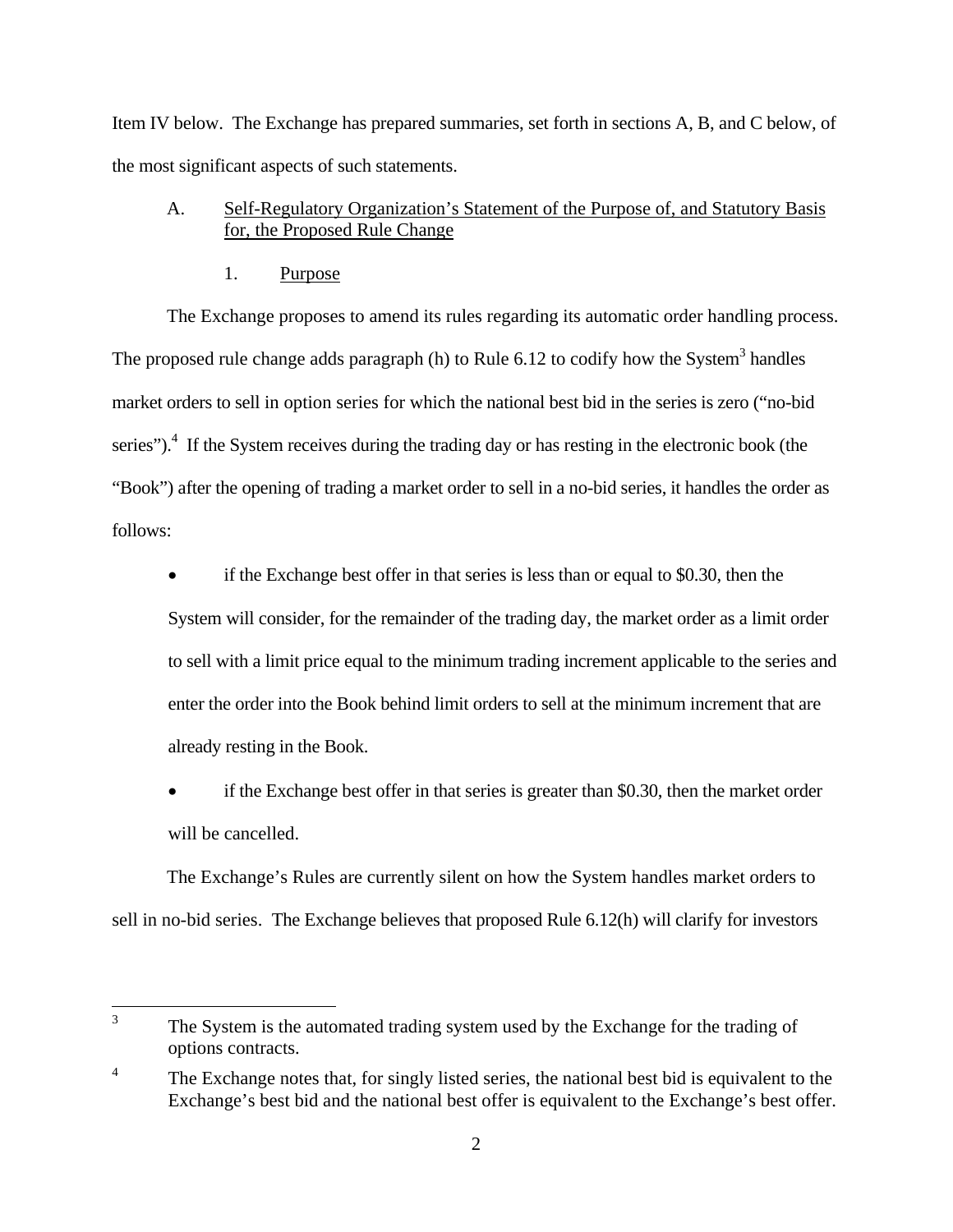Item IV below. The Exchange has prepared summaries, set forth in sections A, B, and C below, of the most significant aspects of such statements.

A. Self-Regulatory Organization's Statement of the Purpose of, and Statutory Basis for, the Proposed Rule Change

1. Purpose

The Exchange proposes to amend its rules regarding its automatic order handling process. The proposed rule change adds paragraph (h) to Rule 6.12 to codify how the System[3] handles market orders to sell in option series for which the national best bid in the series is zero ("no-bid series").[4] If the System receives during the trading day or has resting in the electronic book (the "Book") after the opening of trading a market order to sell in a no-bid series, it handles the order as follows:

- if the Exchange best offer in that series is less than or equal to $0.30, then the System will consider, for the remainder of the trading day, the market order as a limit order to sell with a limit price equal to the minimum trading increment applicable to the series and enter the order into the Book behind limit orders to sell at the minimum increment that are already resting in the Book.
- if the Exchange best offer in that series is greater than $0.30, then the market order will be cancelled.

The Exchange's Rules are currently silent on how the System handles market orders to sell in no-bid series. The Exchange believes that proposed Rule 6.12(h) will clarify for investors

---

[3] The System is the automated trading system used by the Exchange for the trading of options contracts.

[4] The Exchange notes that, for singly listed series, the national best bid is equivalent to the Exchange's best bid and the national best offer is equivalent to the Exchange's best offer.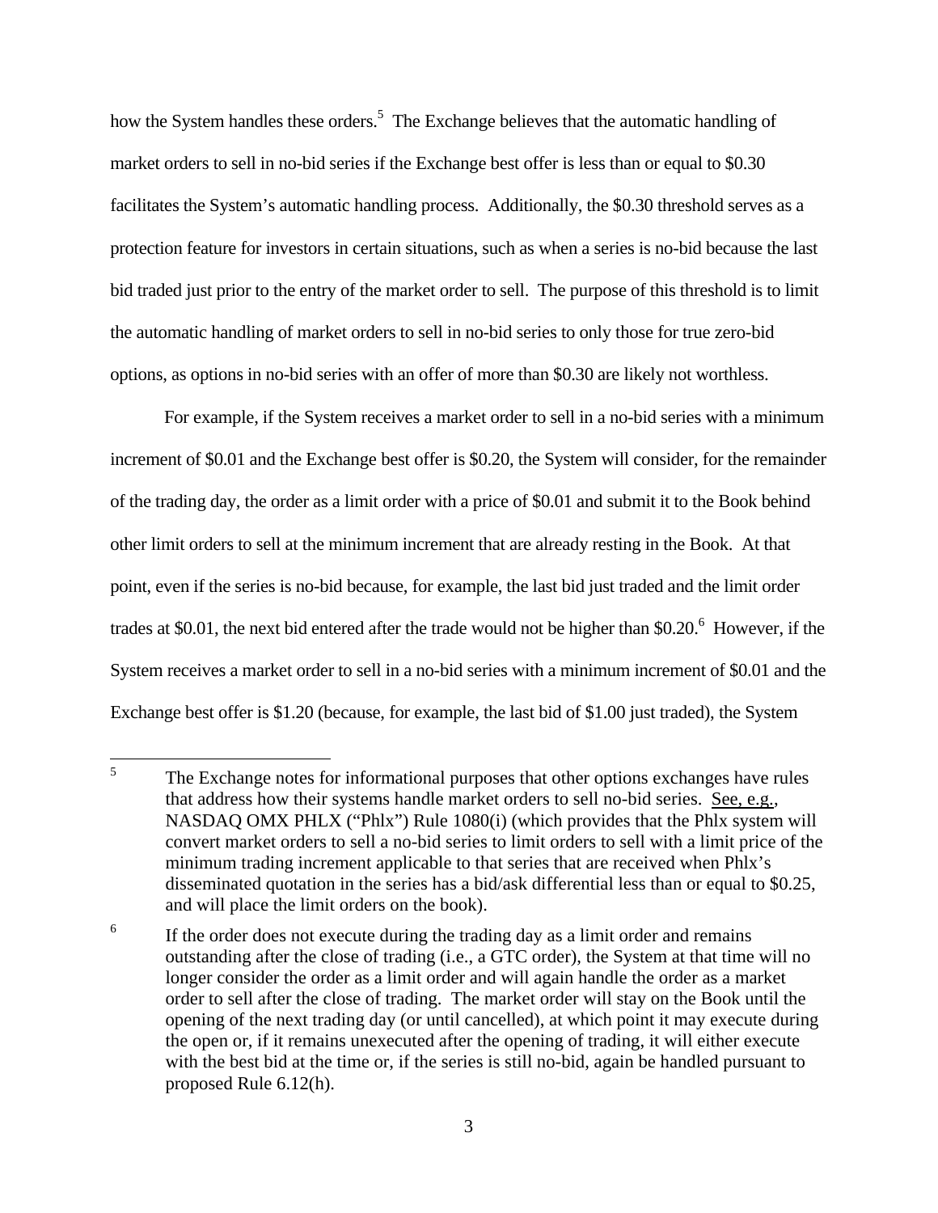how the System handles these orders.[5] The Exchange believes that the automatic handling of market orders to sell in no-bid series if the Exchange best offer is less than or equal to $0.30 facilitates the System's automatic handling process. Additionally, the $0.30 threshold serves as a protection feature for investors in certain situations, such as when a series is no-bid because the last bid traded just prior to the entry of the market order to sell. The purpose of this threshold is to limit the automatic handling of market orders to sell in no-bid series to only those for true zero-bid options, as options in no-bid series with an offer of more than $0.30 are likely not worthless.

For example, if the System receives a market order to sell in a no-bid series with a minimum increment of $0.01 and the Exchange best offer is $0.20, the System will consider, for the remainder of the trading day, the order as a limit order with a price of $0.01 and submit it to the Book behind other limit orders to sell at the minimum increment that are already resting in the Book. At that point, even if the series is no-bid because, for example, the last bid just traded and the limit order trades at $0.01, the next bid entered after the trade would not be higher than $0.20.[6] However, if the System receives a market order to sell in a no-bid series with a minimum increment of $0.01 and the Exchange best offer is $1.20 (because, for example, the last bid of $1.00 just traded), the System

---

[5] The Exchange notes for informational purposes that other options exchanges have rules that address how their systems handle market orders to sell no-bid series. See, e.g., NASDAQ OMX PHLX ("Phlx") Rule 1080(i) (which provides that the Phlx system will convert market orders to sell a no-bid series to limit orders to sell with a limit price of the minimum trading increment applicable to that series that are received when Phlx's disseminated quotation in the series has a bid/ask differential less than or equal to $0.25, and will place the limit orders on the book).

[6] If the order does not execute during the trading day as a limit order and remains outstanding after the close of trading (i.e., a GTC order), the System at that time will no longer consider the order as a limit order and will again handle the order as a market order to sell after the close of trading. The market order will stay on the Book until the opening of the next trading day (or until cancelled), at which point it may execute during the open or, if it remains unexecuted after the opening of trading, it will either execute with the best bid at the time or, if the series is still no-bid, again be handled pursuant to proposed Rule 6.12(h).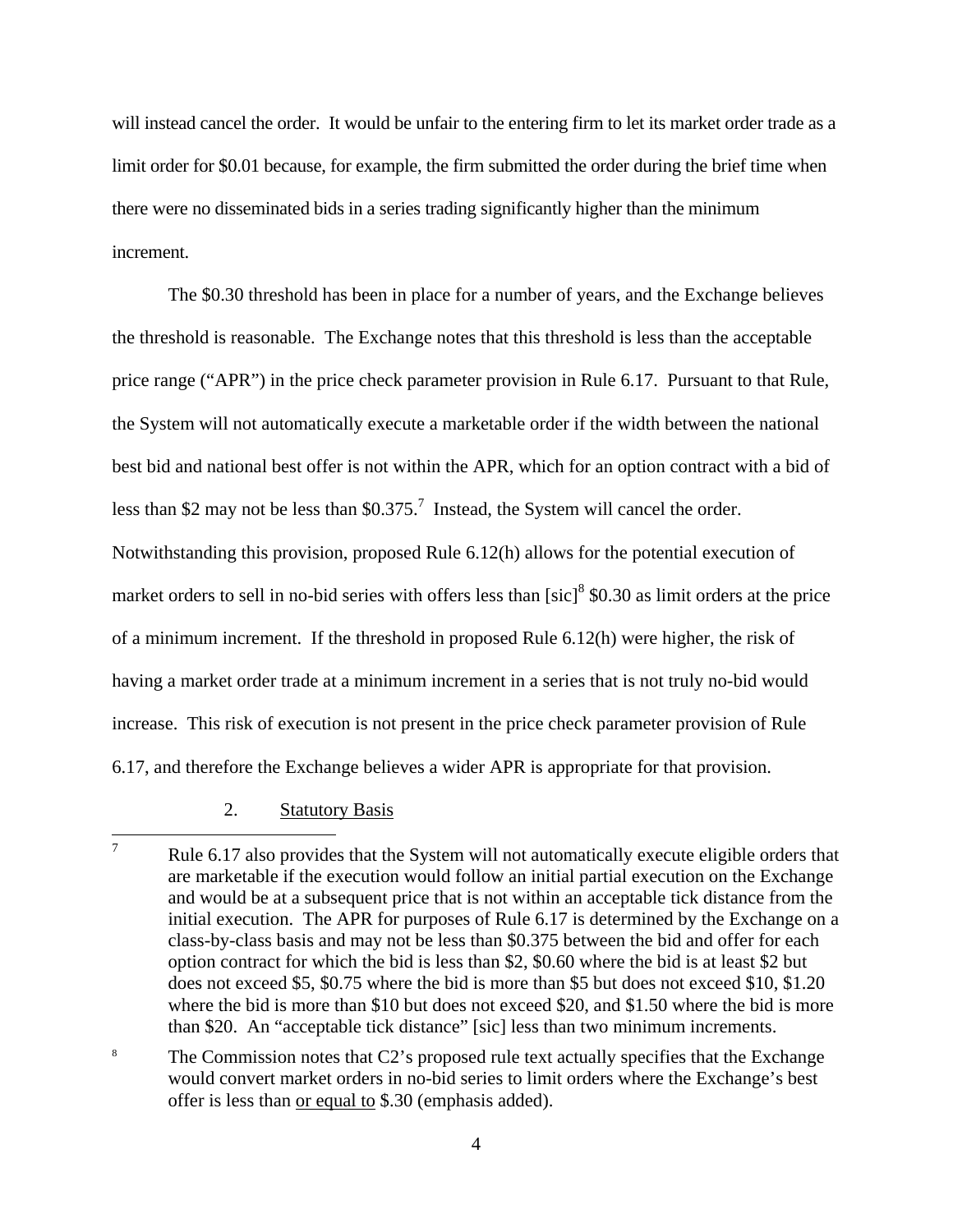will instead cancel the order. It would be unfair to the entering firm to let its market order trade as a limit order for $0.01 because, for example, the firm submitted the order during the brief time when there were no disseminated bids in a series trading significantly higher than the minimum increment.

The $0.30 threshold has been in place for a number of years, and the Exchange believes the threshold is reasonable. The Exchange notes that this threshold is less than the acceptable price range ("APR") in the price check parameter provision in Rule 6.17. Pursuant to that Rule, the System will not automatically execute a marketable order if the width between the national best bid and national best offer is not within the APR, which for an option contract with a bid of less than $2 may not be less than $0.375.[7] Instead, the System will cancel the order. Notwithstanding this provision, proposed Rule 6.12(h) allows for the potential execution of market orders to sell in no-bid series with offers less than [sic][8] $0.30 as limit orders at the price of a minimum increment. If the threshold in proposed Rule 6.12(h) were higher, the risk of having a market order trade at a minimum increment in a series that is not truly no-bid would increase. This risk of execution is not present in the price check parameter provision of Rule 6.17, and therefore the Exchange believes a wider APR is appropriate for that provision.

2. Statutory Basis

---

[7] Rule 6.17 also provides that the System will not automatically execute eligible orders that are marketable if the execution would follow an initial partial execution on the Exchange and would be at a subsequent price that is not within an acceptable tick distance from the initial execution. The APR for purposes of Rule 6.17 is determined by the Exchange on a class-by-class basis and may not be less than $0.375 between the bid and offer for each option contract for which the bid is less than $2, $0.60 where the bid is at least $2 but does not exceed $5, $0.75 where the bid is more than $5 but does not exceed $10, $1.20 where the bid is more than $10 but does not exceed $20, and $1.50 where the bid is more than $20. An "acceptable tick distance" [sic] less than two minimum increments.

[8] The Commission notes that C2's proposed rule text actually specifies that the Exchange would convert market orders in no-bid series to limit orders where the Exchange's best offer is less than or equal to $.30 (emphasis added).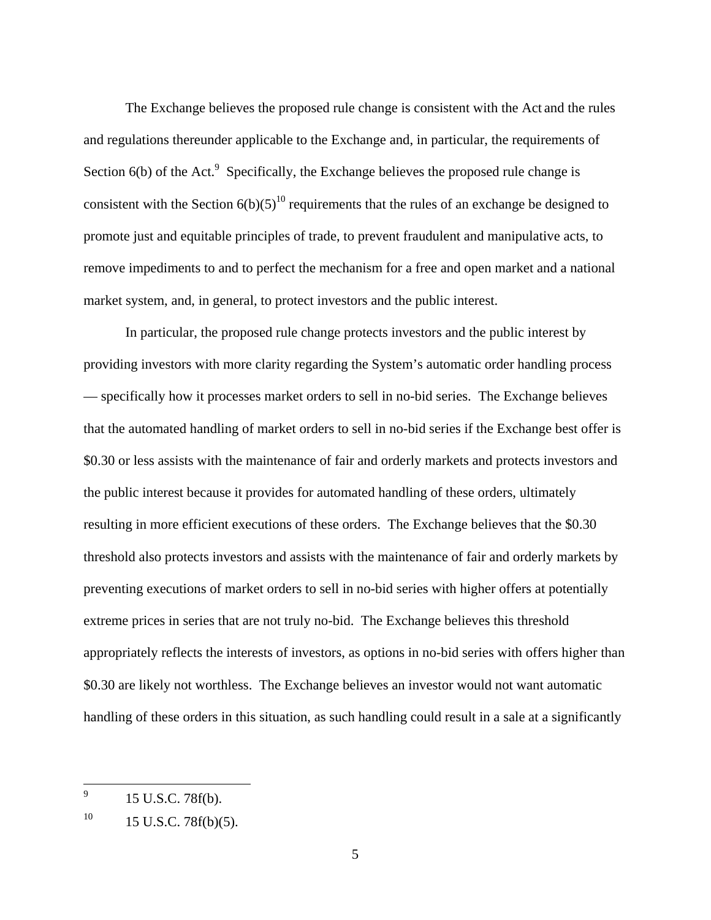The Exchange believes the proposed rule change is consistent with the Act and the rules and regulations thereunder applicable to the Exchange and, in particular, the requirements of Section 6(b) of the Act.[9] Specifically, the Exchange believes the proposed rule change is consistent with the Section 6(b)(5)[10] requirements that the rules of an exchange be designed to promote just and equitable principles of trade, to prevent fraudulent and manipulative acts, to remove impediments to and to perfect the mechanism for a free and open market and a national market system, and, in general, to protect investors and the public interest.

In particular, the proposed rule change protects investors and the public interest by providing investors with more clarity regarding the System's automatic order handling process — specifically how it processes market orders to sell in no-bid series. The Exchange believes that the automated handling of market orders to sell in no-bid series if the Exchange best offer is \$0.30 or less assists with the maintenance of fair and orderly markets and protects investors and the public interest because it provides for automated handling of these orders, ultimately resulting in more efficient executions of these orders. The Exchange believes that the \$0.30 threshold also protects investors and assists with the maintenance of fair and orderly markets by preventing executions of market orders to sell in no-bid series with higher offers at potentially extreme prices in series that are not truly no-bid. The Exchange believes this threshold appropriately reflects the interests of investors, as options in no-bid series with offers higher than \$0.30 are likely not worthless. The Exchange believes an investor would not want automatic handling of these orders in this situation, as such handling could result in a sale at a significantly

---

[9] 15 U.S.C. 78f(b).

[10] 15 U.S.C. 78f(b)(5).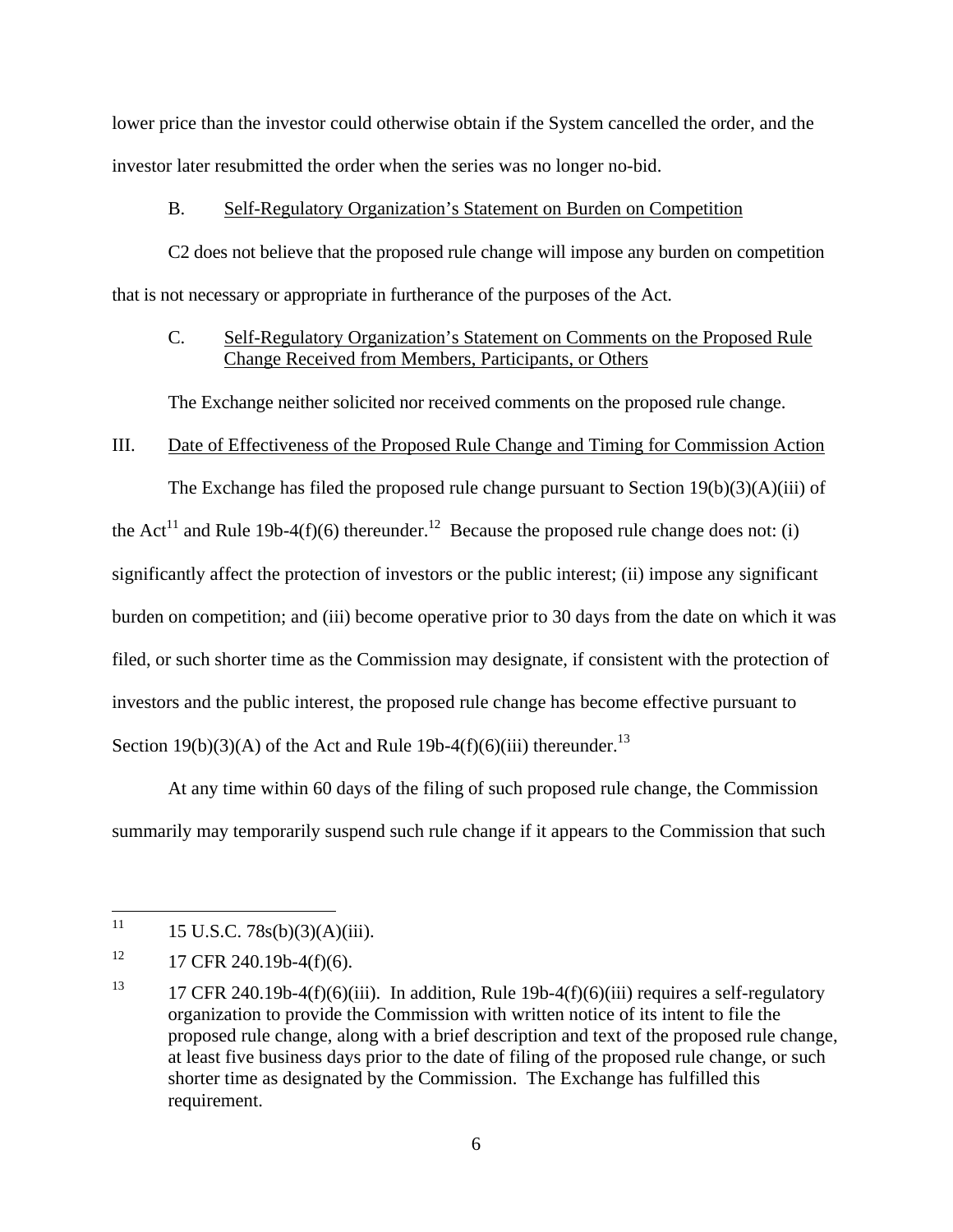lower price than the investor could otherwise obtain if the System cancelled the order, and the investor later resubmitted the order when the series was no longer no-bid.

B. Self-Regulatory Organization's Statement on Burden on Competition

C2 does not believe that the proposed rule change will impose any burden on competition that is not necessary or appropriate in furtherance of the purposes of the Act.

C. Self-Regulatory Organization's Statement on Comments on the Proposed Rule Change Received from Members, Participants, or Others

The Exchange neither solicited nor received comments on the proposed rule change.

III. Date of Effectiveness of the Proposed Rule Change and Timing for Commission Action

The Exchange has filed the proposed rule change pursuant to Section 19(b)(3)(A)(iii) of the Act[11] and Rule 19b-4(f)(6) thereunder.[12] Because the proposed rule change does not: (i) significantly affect the protection of investors or the public interest; (ii) impose any significant burden on competition; and (iii) become operative prior to 30 days from the date on which it was filed, or such shorter time as the Commission may designate, if consistent with the protection of investors and the public interest, the proposed rule change has become effective pursuant to Section 19(b)(3)(A) of the Act and Rule 19b-4(f)(6)(iii) thereunder.[13]

At any time within 60 days of the filing of such proposed rule change, the Commission summarily may temporarily suspend such rule change if it appears to the Commission that such

---

[11] 15 U.S.C. 78s(b)(3)(A)(iii).

[12] 17 CFR 240.19b-4(f)(6).

[13] 17 CFR 240.19b-4(f)(6)(iii). In addition, Rule 19b-4(f)(6)(iii) requires a self-regulatory organization to provide the Commission with written notice of its intent to file the proposed rule change, along with a brief description and text of the proposed rule change, at least five business days prior to the date of filing of the proposed rule change, or such shorter time as designated by the Commission. The Exchange has fulfilled this requirement.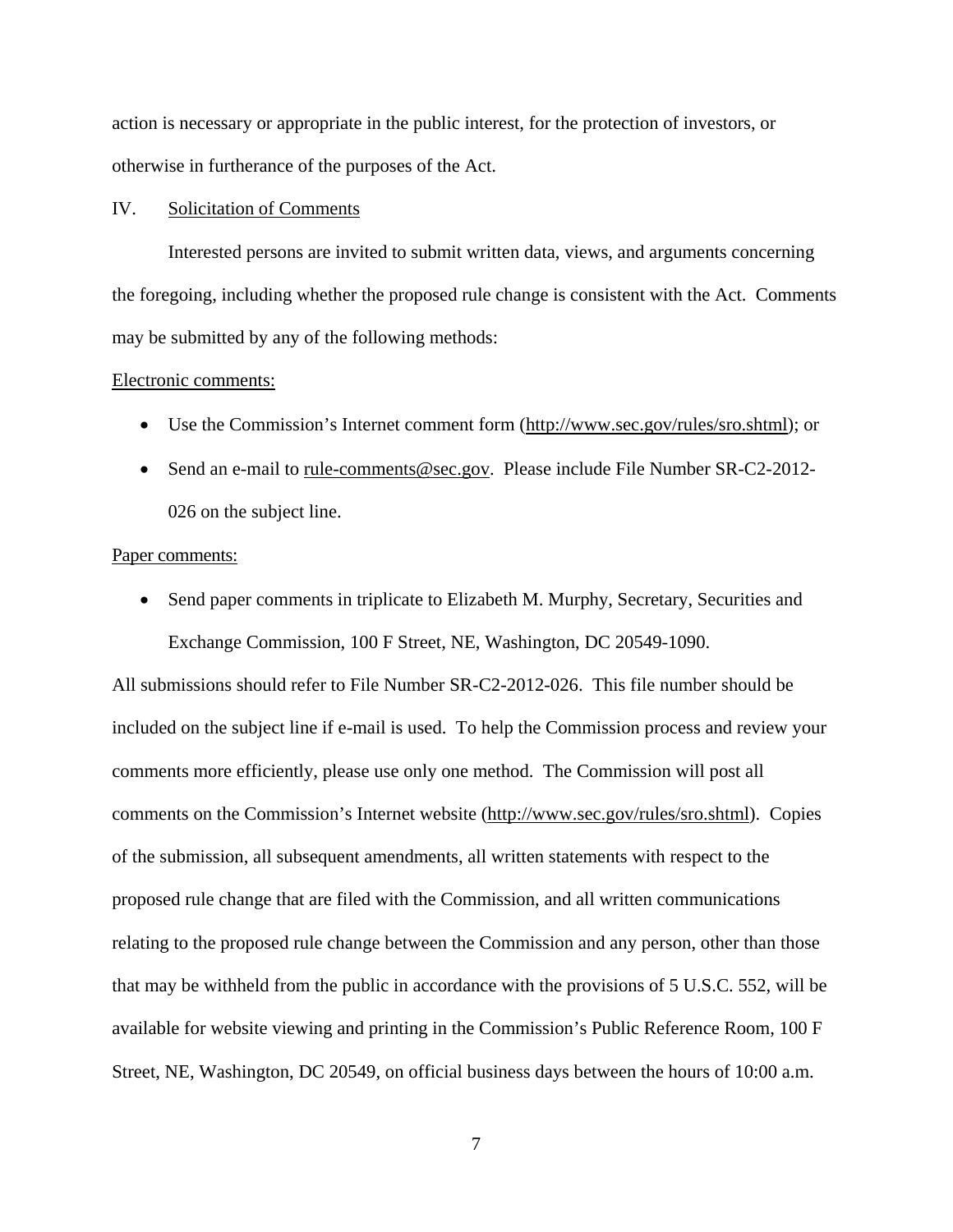action is necessary or appropriate in the public interest, for the protection of investors, or otherwise in furtherance of the purposes of the Act.

## IV. Solicitation of Comments

Interested persons are invited to submit written data, views, and arguments concerning the foregoing, including whether the proposed rule change is consistent with the Act. Comments may be submitted by any of the following methods:

Electronic comments:

- Use the Commission's Internet comment form (http://www.sec.gov/rules/sro.shtml); or
- Send an e-mail to rule-comments@sec.gov. Please include File Number SR-C2-2012-026 on the subject line.

Paper comments:

- Send paper comments in triplicate to Elizabeth M. Murphy, Secretary, Securities and Exchange Commission, 100 F Street, NE, Washington, DC 20549-1090.

All submissions should refer to File Number SR-C2-2012-026. This file number should be included on the subject line if e-mail is used. To help the Commission process and review your comments more efficiently, please use only one method. The Commission will post all comments on the Commission's Internet website (http://www.sec.gov/rules/sro.shtml). Copies of the submission, all subsequent amendments, all written statements with respect to the proposed rule change that are filed with the Commission, and all written communications relating to the proposed rule change between the Commission and any person, other than those that may be withheld from the public in accordance with the provisions of 5 U.S.C. 552, will be available for website viewing and printing in the Commission's Public Reference Room, 100 F Street, NE, Washington, DC 20549, on official business days between the hours of 10:00 a.m.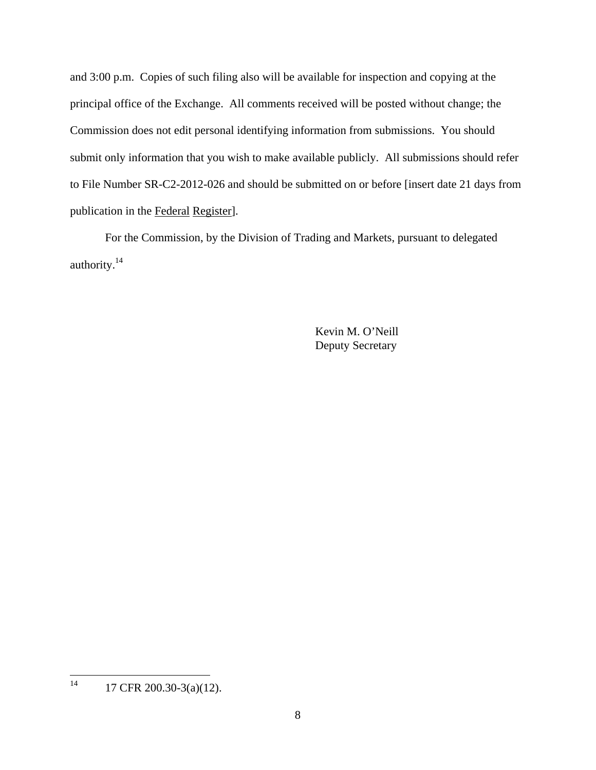and 3:00 p.m. Copies of such filing also will be available for inspection and copying at the principal office of the Exchange. All comments received will be posted without change; the Commission does not edit personal identifying information from submissions. You should submit only information that you wish to make available publicly. All submissions should refer to File Number SR-C2-2012-026 and should be submitted on or before [insert date 21 days from publication in the Federal Register].

For the Commission, by the Division of Trading and Markets, pursuant to delegated authority.[14]

Kevin M. O'Neill
Deputy Secretary

[14] 17 CFR 200.30-3(a)(12).